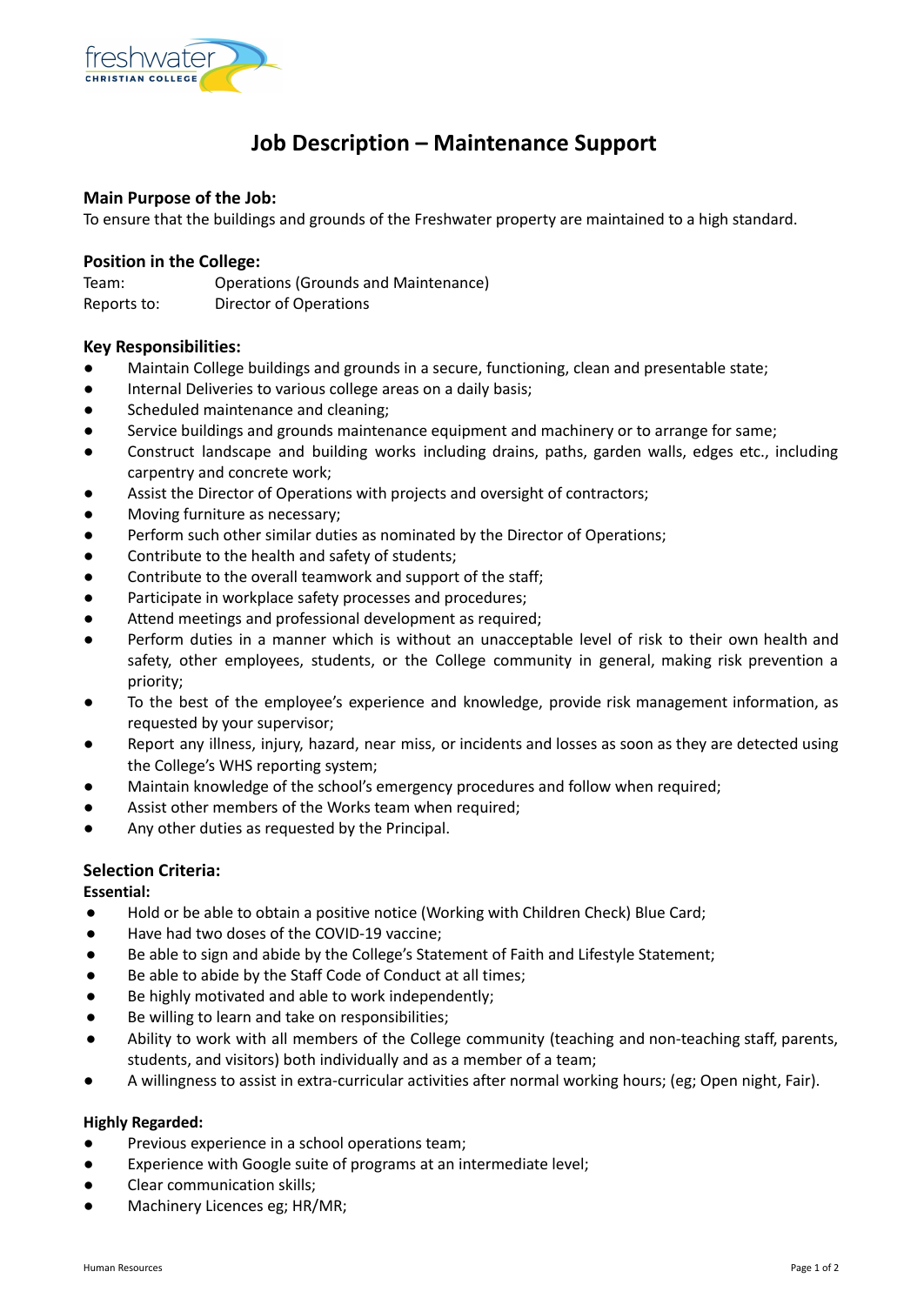# Job Description – Maintenance Support

### Main Purpose of the Job:

To ensure that the buildings and grounds of the Freshwater property are maintained to a high standard.

### Position in the College:

| | |
|---|---|
| Team: | Operations (Grounds and Maintenance) |
| Reports to: | Director of Operations |

### Key Responsibilities:

- Maintain College buildings and grounds in a secure, functioning, clean and presentable state;
- Internal Deliveries to various college areas on a daily basis;
- Scheduled maintenance and cleaning;
- Service buildings and grounds maintenance equipment and machinery or to arrange for same;
- Construct landscape and building works including drains, paths, garden walls, edges etc., including carpentry and concrete work;
- Assist the Director of Operations with projects and oversight of contractors;
- Moving furniture as necessary;
- Perform such other similar duties as nominated by the Director of Operations;
- Contribute to the health and safety of students;
- Contribute to the overall teamwork and support of the staff;
- Participate in workplace safety processes and procedures;
- Attend meetings and professional development as required;
- Perform duties in a manner which is without an unacceptable level of risk to their own health and safety, other employees, students, or the College community in general, making risk prevention a priority;
- To the best of the employee's experience and knowledge, provide risk management information, as requested by your supervisor;
- Report any illness, injury, hazard, near miss, or incidents and losses as soon as they are detected using the College's WHS reporting system;
- Maintain knowledge of the school's emergency procedures and follow when required;
- Assist other members of the Works team when required;
- Any other duties as requested by the Principal.

### Selection Criteria:

**Essential:**

- Hold or be able to obtain a positive notice (Working with Children Check) Blue Card;
- Have had two doses of the COVID-19 vaccine;
- Be able to sign and abide by the College's Statement of Faith and Lifestyle Statement;
- Be able to abide by the Staff Code of Conduct at all times;
- Be highly motivated and able to work independently;
- Be willing to learn and take on responsibilities;
- Ability to work with all members of the College community (teaching and non-teaching staff, parents, students, and visitors) both individually and as a member of a team;
- A willingness to assist in extra-curricular activities after normal working hours; (eg; Open night, Fair).

**Highly Regarded:**

- Previous experience in a school operations team;
- Experience with Google suite of programs at an intermediate level;
- Clear communication skills;
- Machinery Licences eg; HR/MR;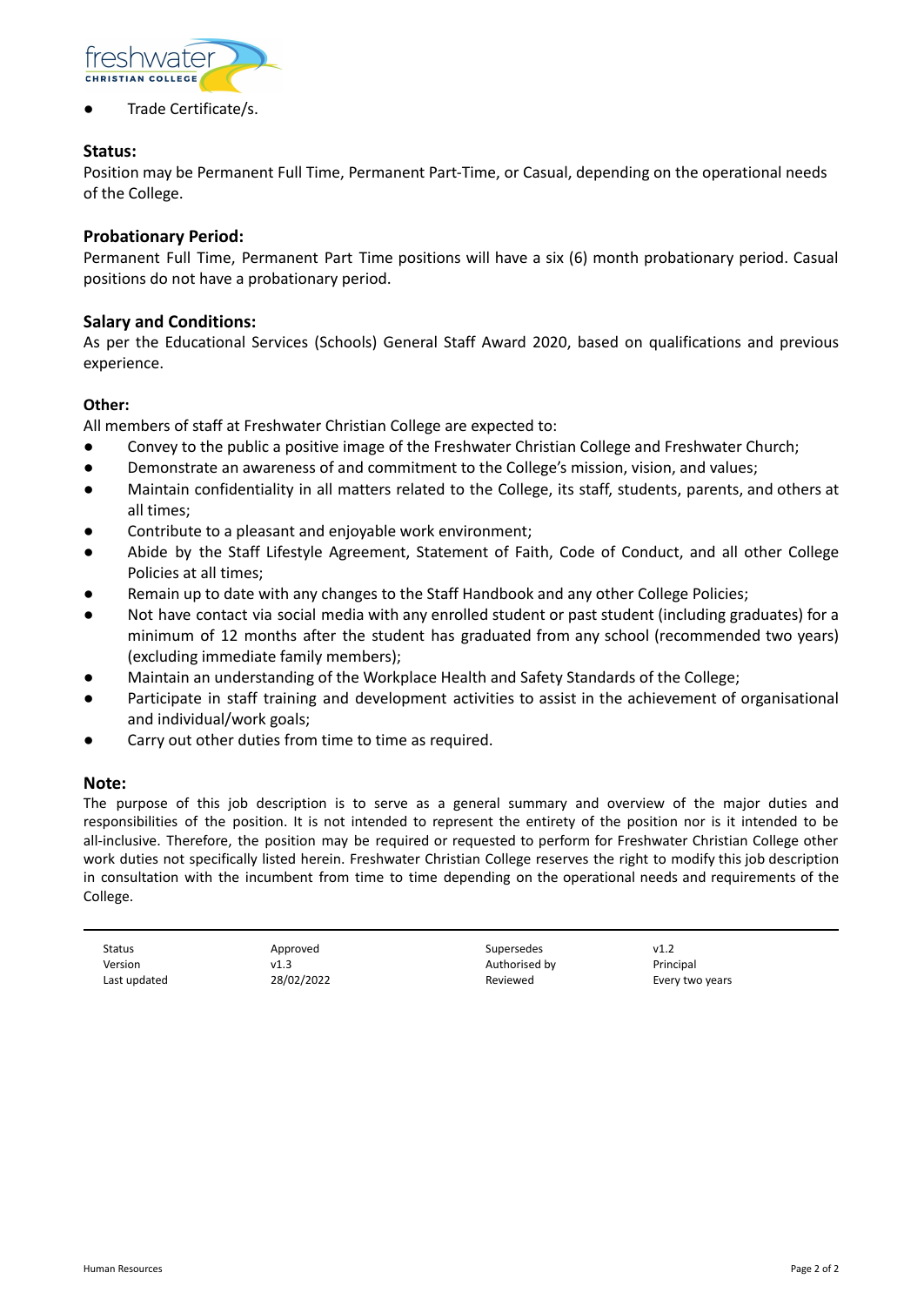- Trade Certificate/s.

## Status:

Position may be Permanent Full Time, Permanent Part-Time, or Casual, depending on the operational needs of the College.

## Probationary Period:

Permanent Full Time, Permanent Part Time positions will have a six (6) month probationary period. Casual positions do not have a probationary period.

## Salary and Conditions:

As per the Educational Services (Schools) General Staff Award 2020, based on qualifications and previous experience.

### Other:

All members of staff at Freshwater Christian College are expected to:

- Convey to the public a positive image of the Freshwater Christian College and Freshwater Church;
- Demonstrate an awareness of and commitment to the College's mission, vision, and values;
- Maintain confidentiality in all matters related to the College, its staff, students, parents, and others at all times;
- Contribute to a pleasant and enjoyable work environment;
- Abide by the Staff Lifestyle Agreement, Statement of Faith, Code of Conduct, and all other College Policies at all times;
- Remain up to date with any changes to the Staff Handbook and any other College Policies;
- Not have contact via social media with any enrolled student or past student (including graduates) for a minimum of 12 months after the student has graduated from any school (recommended two years) (excluding immediate family members);
- Maintain an understanding of the Workplace Health and Safety Standards of the College;
- Participate in staff training and development activities to assist in the achievement of organisational and individual/work goals;
- Carry out other duties from time to time as required.

## Note:

The purpose of this job description is to serve as a general summary and overview of the major duties and responsibilities of the position. It is not intended to represent the entirety of the position nor is it intended to be all-inclusive. Therefore, the position may be required or requested to perform for Freshwater Christian College other work duties not specifically listed herein. Freshwater Christian College reserves the right to modify this job description in consultation with the incumbent from time to time depending on the operational needs and requirements of the College.

| | | | |
|---|---|---|---|
| Status | Approved | Supersedes | v1.2 |
| Version | v1.3 | Authorised by | Principal |
| Last updated | 28/02/2022 | Reviewed | Every two years |